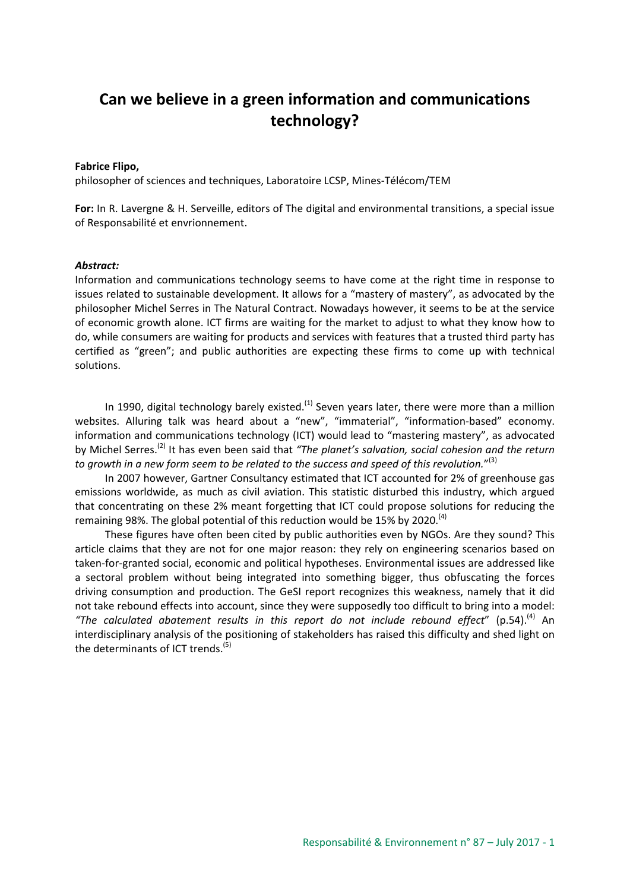# Can we believe in a green information and communications technology?

**Fabrice Flipo,**
philosopher of sciences and techniques, Laboratoire LCSP, Mines-Télécom/TEM

**For:** In R. Lavergne & H. Serveille, editors of The digital and environmental transitions, a special issue of Responsabilité et envrionnement.

***Abstract:***
Information and communications technology seems to have come at the right time in response to issues related to sustainable development. It allows for a "mastery of mastery", as advocated by the philosopher Michel Serres in The Natural Contract. Nowadays however, it seems to be at the service of economic growth alone. ICT firms are waiting for the market to adjust to what they know how to do, while consumers are waiting for products and services with features that a trusted third party has certified as "green"; and public authorities are expecting these firms to come up with technical solutions.

In 1990, digital technology barely existed.[(1)] Seven years later, there were more than a million websites. Alluring talk was heard about a "new", "immaterial", "information-based" economy. information and communications technology (ICT) would lead to "mastering mastery", as advocated by Michel Serres.[(2)] It has even been said that *"The planet's salvation, social cohesion and the return to growth in a new form seem to be related to the success and speed of this revolution."*[(3)]

In 2007 however, Gartner Consultancy estimated that ICT accounted for 2% of greenhouse gas emissions worldwide, as much as civil aviation. This statistic disturbed this industry, which argued that concentrating on these 2% meant forgetting that ICT could propose solutions for reducing the remaining 98%. The global potential of this reduction would be 15% by 2020.[(4)]

These figures have often been cited by public authorities even by NGOs. Are they sound? This article claims that they are not for one major reason: they rely on engineering scenarios based on taken-for-granted social, economic and political hypotheses. Environmental issues are addressed like a sectoral problem without being integrated into something bigger, thus obfuscating the forces driving consumption and production. The GeSI report recognizes this weakness, namely that it did not take rebound effects into account, since they were supposedly too difficult to bring into a model: *"The calculated abatement results in this report do not include rebound effect*" (p.54).[(4)] An interdisciplinary analysis of the positioning of stakeholders has raised this difficulty and shed light on the determinants of ICT trends.[(5)]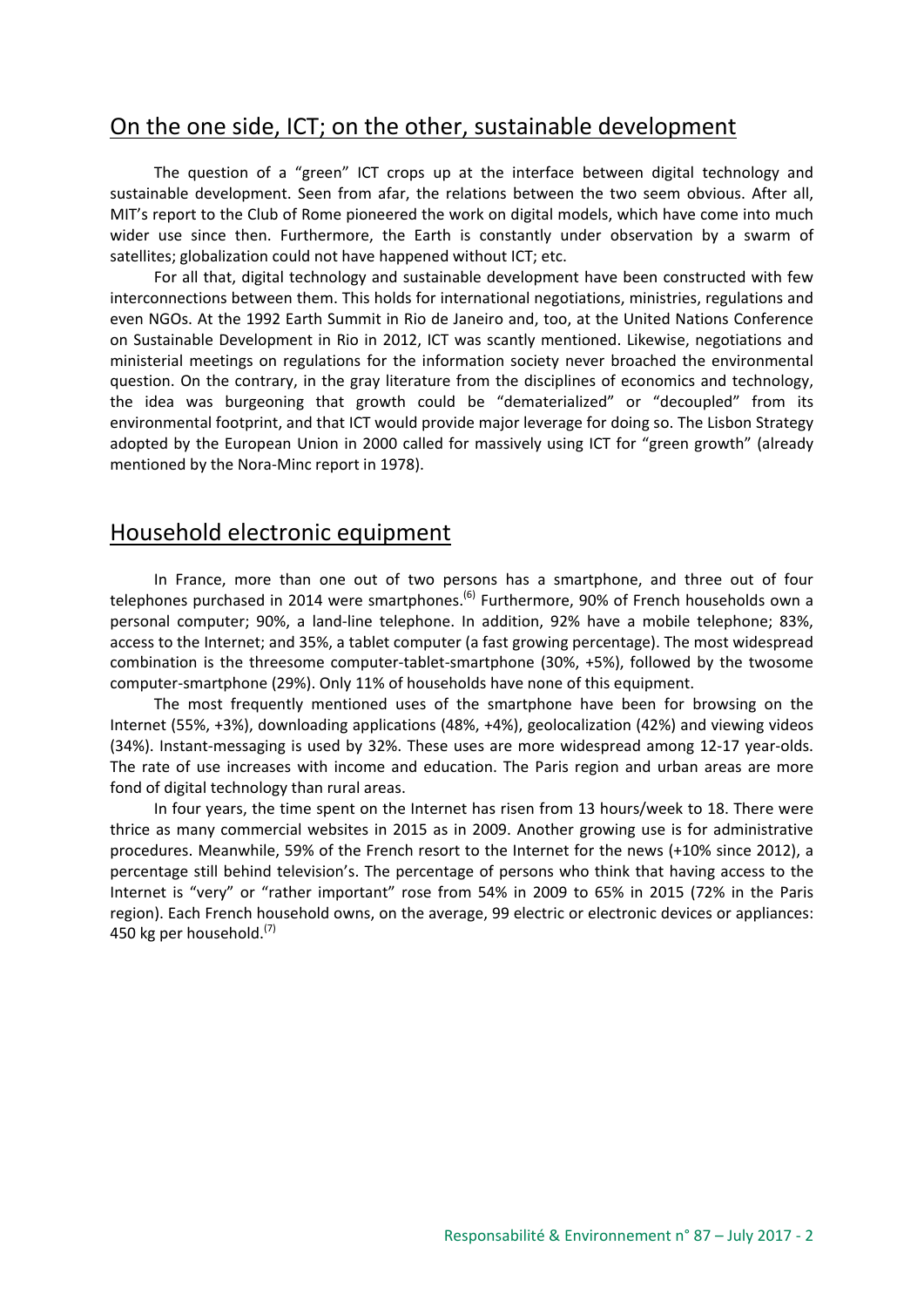## On the one side, ICT; on the other, sustainable development

The question of a "green" ICT crops up at the interface between digital technology and sustainable development. Seen from afar, the relations between the two seem obvious. After all, MIT's report to the Club of Rome pioneered the work on digital models, which have come into much wider use since then. Furthermore, the Earth is constantly under observation by a swarm of satellites; globalization could not have happened without ICT; etc.

For all that, digital technology and sustainable development have been constructed with few interconnections between them. This holds for international negotiations, ministries, regulations and even NGOs. At the 1992 Earth Summit in Rio de Janeiro and, too, at the United Nations Conference on Sustainable Development in Rio in 2012, ICT was scantly mentioned. Likewise, negotiations and ministerial meetings on regulations for the information society never broached the environmental question. On the contrary, in the gray literature from the disciplines of economics and technology, the idea was burgeoning that growth could be "dematerialized" or "decoupled" from its environmental footprint, and that ICT would provide major leverage for doing so. The Lisbon Strategy adopted by the European Union in 2000 called for massively using ICT for "green growth" (already mentioned by the Nora-Minc report in 1978).

## Household electronic equipment

In France, more than one out of two persons has a smartphone, and three out of four telephones purchased in 2014 were smartphones.[6] Furthermore, 90% of French households own a personal computer; 90%, a land-line telephone. In addition, 92% have a mobile telephone; 83%, access to the Internet; and 35%, a tablet computer (a fast growing percentage). The most widespread combination is the threesome computer-tablet-smartphone (30%, +5%), followed by the twosome computer-smartphone (29%). Only 11% of households have none of this equipment.

The most frequently mentioned uses of the smartphone have been for browsing on the Internet (55%, +3%), downloading applications (48%, +4%), geolocalization (42%) and viewing videos (34%). Instant-messaging is used by 32%. These uses are more widespread among 12-17 year-olds. The rate of use increases with income and education. The Paris region and urban areas are more fond of digital technology than rural areas.

In four years, the time spent on the Internet has risen from 13 hours/week to 18. There were thrice as many commercial websites in 2015 as in 2009. Another growing use is for administrative procedures. Meanwhile, 59% of the French resort to the Internet for the news (+10% since 2012), a percentage still behind television's. The percentage of persons who think that having access to the Internet is "very" or "rather important" rose from 54% in 2009 to 65% in 2015 (72% in the Paris region). Each French household owns, on the average, 99 electric or electronic devices or appliances: 450 kg per household.[7]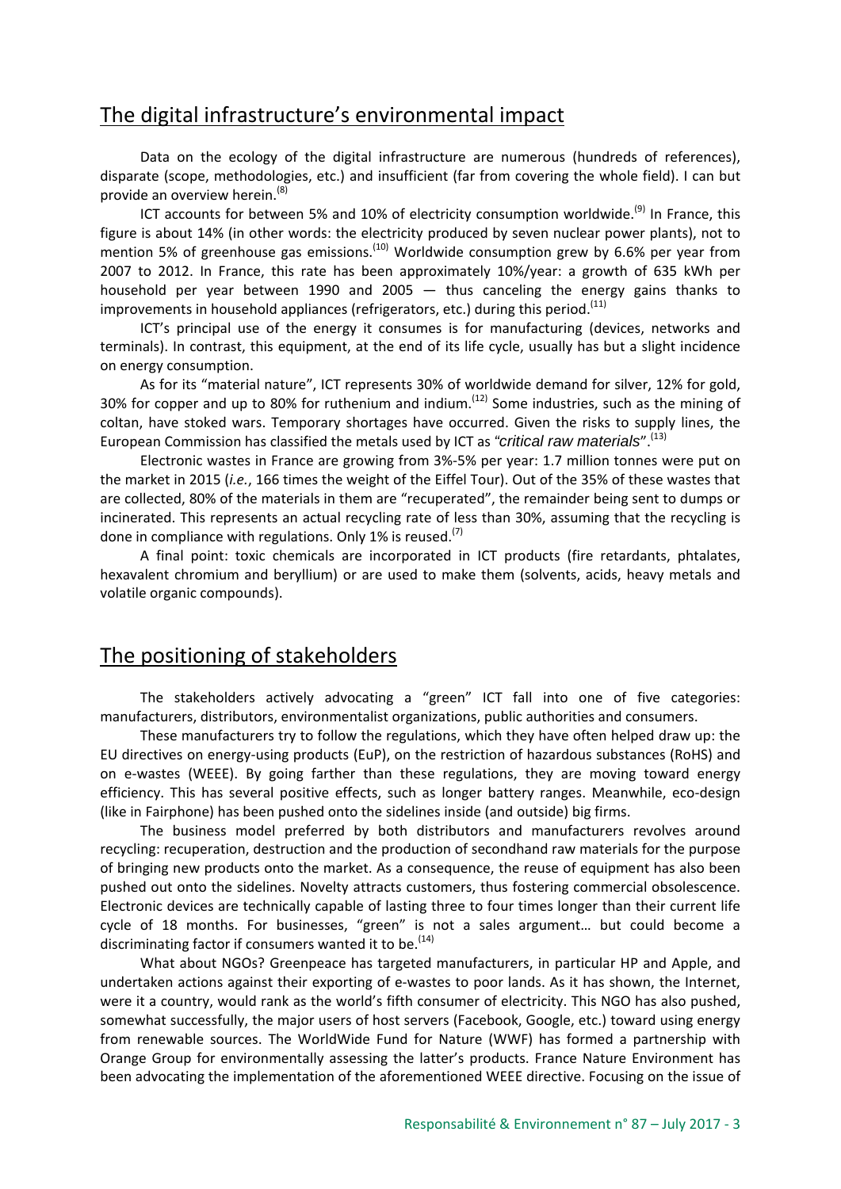## The digital infrastructure's environmental impact

Data on the ecology of the digital infrastructure are numerous (hundreds of references), disparate (scope, methodologies, etc.) and insufficient (far from covering the whole field). I can but provide an overview herein.[8]

ICT accounts for between 5% and 10% of electricity consumption worldwide.[9] In France, this figure is about 14% (in other words: the electricity produced by seven nuclear power plants), not to mention 5% of greenhouse gas emissions.[10] Worldwide consumption grew by 6.6% per year from 2007 to 2012. In France, this rate has been approximately 10%/year: a growth of 635 kWh per household per year between 1990 and 2005 — thus canceling the energy gains thanks to improvements in household appliances (refrigerators, etc.) during this period.[11]

ICT's principal use of the energy it consumes is for manufacturing (devices, networks and terminals). In contrast, this equipment, at the end of its life cycle, usually has but a slight incidence on energy consumption.

As for its "material nature", ICT represents 30% of worldwide demand for silver, 12% for gold, 30% for copper and up to 80% for ruthenium and indium.[12] Some industries, such as the mining of coltan, have stoked wars. Temporary shortages have occurred. Given the risks to supply lines, the European Commission has classified the metals used by ICT as "*critical raw materials*".[13]

Electronic wastes in France are growing from 3%-5% per year: 1.7 million tonnes were put on the market in 2015 (*i.e.*, 166 times the weight of the Eiffel Tour). Out of the 35% of these wastes that are collected, 80% of the materials in them are "recuperated", the remainder being sent to dumps or incinerated. This represents an actual recycling rate of less than 30%, assuming that the recycling is done in compliance with regulations. Only 1% is reused.[7]

A final point: toxic chemicals are incorporated in ICT products (fire retardants, phtalates, hexavalent chromium and beryllium) or are used to make them (solvents, acids, heavy metals and volatile organic compounds).

## The positioning of stakeholders

The stakeholders actively advocating a "green" ICT fall into one of five categories: manufacturers, distributors, environmentalist organizations, public authorities and consumers.

These manufacturers try to follow the regulations, which they have often helped draw up: the EU directives on energy-using products (EuP), on the restriction of hazardous substances (RoHS) and on e-wastes (WEEE). By going farther than these regulations, they are moving toward energy efficiency. This has several positive effects, such as longer battery ranges. Meanwhile, eco-design (like in Fairphone) has been pushed onto the sidelines inside (and outside) big firms.

The business model preferred by both distributors and manufacturers revolves around recycling: recuperation, destruction and the production of secondhand raw materials for the purpose of bringing new products onto the market. As a consequence, the reuse of equipment has also been pushed out onto the sidelines. Novelty attracts customers, thus fostering commercial obsolescence. Electronic devices are technically capable of lasting three to four times longer than their current life cycle of 18 months. For businesses, "green" is not a sales argument… but could become a discriminating factor if consumers wanted it to be.[14]

What about NGOs? Greenpeace has targeted manufacturers, in particular HP and Apple, and undertaken actions against their exporting of e-wastes to poor lands. As it has shown, the Internet, were it a country, would rank as the world's fifth consumer of electricity. This NGO has also pushed, somewhat successfully, the major users of host servers (Facebook, Google, etc.) toward using energy from renewable sources. The WorldWide Fund for Nature (WWF) has formed a partnership with Orange Group for environmentally assessing the latter's products. France Nature Environment has been advocating the implementation of the aforementioned WEEE directive. Focusing on the issue of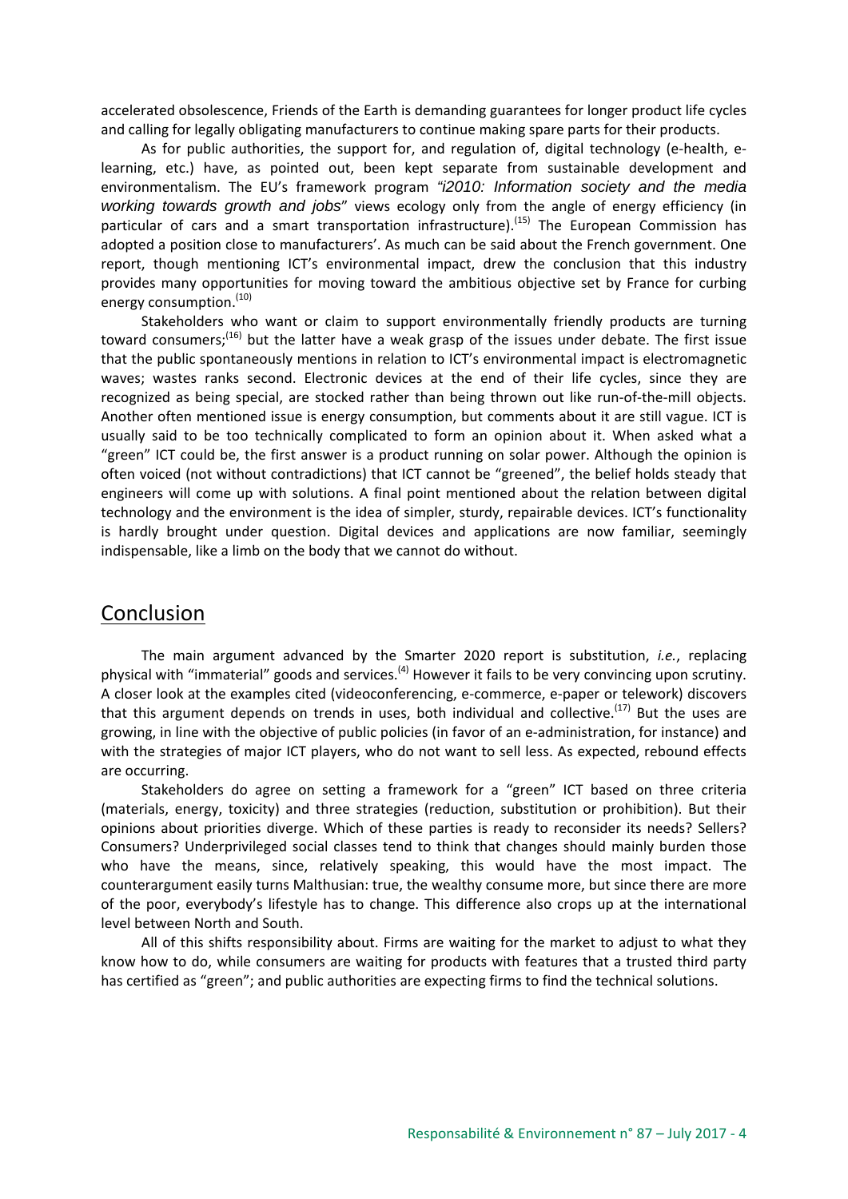accelerated obsolescence, Friends of the Earth is demanding guarantees for longer product life cycles and calling for legally obligating manufacturers to continue making spare parts for their products.

As for public authorities, the support for, and regulation of, digital technology (e-health, e-learning, etc.) have, as pointed out, been kept separate from sustainable development and environmentalism. The EU's framework program "*i2010: Information society and the media working towards growth and jobs*" views ecology only from the angle of energy efficiency (in particular of cars and a smart transportation infrastructure).[15] The European Commission has adopted a position close to manufacturers'. As much can be said about the French government. One report, though mentioning ICT's environmental impact, drew the conclusion that this industry provides many opportunities for moving toward the ambitious objective set by France for curbing energy consumption.[10]

Stakeholders who want or claim to support environmentally friendly products are turning toward consumers;[16] but the latter have a weak grasp of the issues under debate. The first issue that the public spontaneously mentions in relation to ICT's environmental impact is electromagnetic waves; wastes ranks second. Electronic devices at the end of their life cycles, since they are recognized as being special, are stocked rather than being thrown out like run-of-the-mill objects. Another often mentioned issue is energy consumption, but comments about it are still vague. ICT is usually said to be too technically complicated to form an opinion about it. When asked what a "green" ICT could be, the first answer is a product running on solar power. Although the opinion is often voiced (not without contradictions) that ICT cannot be "greened", the belief holds steady that engineers will come up with solutions. A final point mentioned about the relation between digital technology and the environment is the idea of simpler, sturdy, repairable devices. ICT's functionality is hardly brought under question. Digital devices and applications are now familiar, seemingly indispensable, like a limb on the body that we cannot do without.

## Conclusion

The main argument advanced by the Smarter 2020 report is substitution, *i.e.*, replacing physical with "immaterial" goods and services.[4] However it fails to be very convincing upon scrutiny. A closer look at the examples cited (videoconferencing, e-commerce, e-paper or telework) discovers that this argument depends on trends in uses, both individual and collective.[17] But the uses are growing, in line with the objective of public policies (in favor of an e-administration, for instance) and with the strategies of major ICT players, who do not want to sell less. As expected, rebound effects are occurring.

Stakeholders do agree on setting a framework for a "green" ICT based on three criteria (materials, energy, toxicity) and three strategies (reduction, substitution or prohibition). But their opinions about priorities diverge. Which of these parties is ready to reconsider its needs? Sellers? Consumers? Underprivileged social classes tend to think that changes should mainly burden those who have the means, since, relatively speaking, this would have the most impact. The counterargument easily turns Malthusian: true, the wealthy consume more, but since there are more of the poor, everybody's lifestyle has to change. This difference also crops up at the international level between North and South.

All of this shifts responsibility about. Firms are waiting for the market to adjust to what they know how to do, while consumers are waiting for products with features that a trusted third party has certified as "green"; and public authorities are expecting firms to find the technical solutions.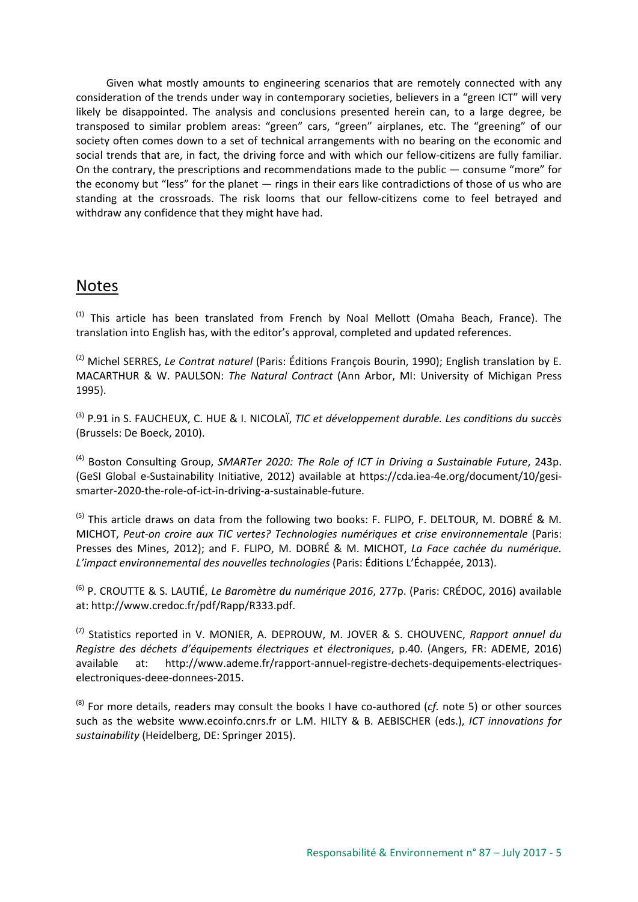Given what mostly amounts to engineering scenarios that are remotely connected with any consideration of the trends under way in contemporary societies, believers in a "green ICT" will very likely be disappointed. The analysis and conclusions presented herein can, to a large degree, be transposed to similar problem areas: "green" cars, "green" airplanes, etc. The "greening" of our society often comes down to a set of technical arrangements with no bearing on the economic and social trends that are, in fact, the driving force and with which our fellow-citizens are fully familiar. On the contrary, the prescriptions and recommendations made to the public — consume "more" for the economy but "less" for the planet — rings in their ears like contradictions of those of us who are standing at the crossroads. The risk looms that our fellow-citizens come to feel betrayed and withdraw any confidence that they might have had.

## Notes

(1) This article has been translated from French by Noal Mellott (Omaha Beach, France). The translation into English has, with the editor's approval, completed and updated references.

(2) Michel SERRES, *Le Contrat naturel* (Paris: Éditions François Bourin, 1990); English translation by E. MACARTHUR & W. PAULSON: *The Natural Contract* (Ann Arbor, MI: University of Michigan Press 1995).

(3) P.91 in S. FAUCHEUX, C. HUE & I. NICOLAÏ, *TIC et développement durable. Les conditions du succès* (Brussels: De Boeck, 2010).

(4) Boston Consulting Group, *SMARTer 2020: The Role of ICT in Driving a Sustainable Future*, 243p. (GeSI Global e-Sustainability Initiative, 2012) available at https://cda.iea-4e.org/document/10/gesi-smarter-2020-the-role-of-ict-in-driving-a-sustainable-future.

(5) This article draws on data from the following two books: F. FLIPO, F. DELTOUR, M. DOBRÉ & M. MICHOT, *Peut-on croire aux TIC vertes? Technologies numériques et crise environnementale* (Paris: Presses des Mines, 2012); and F. FLIPO, M. DOBRÉ & M. MICHOT, *La Face cachée du numérique. L'impact environnemental des nouvelles technologies* (Paris: Éditions L'Échappée, 2013).

(6) P. CROUTTE & S. LAUTIÉ, *Le Baromètre du numérique 2016*, 277p. (Paris: CRÉDOC, 2016) available at: http://www.credoc.fr/pdf/Rapp/R333.pdf.

(7) Statistics reported in V. MONIER, A. DEPROUW, M. JOVER & S. CHOUVENC, *Rapport annuel du Registre des déchets d'équipements électriques et électroniques*, p.40. (Angers, FR: ADEME, 2016) available at: http://www.ademe.fr/rapport-annuel-registre-dechets-dequipements-electriques-electroniques-deee-donnees-2015.

(8) For more details, readers may consult the books I have co-authored (*cf.* note 5) or other sources such as the website www.ecoinfo.cnrs.fr or L.M. HILTY & B. AEBISCHER (eds.), *ICT innovations for sustainability* (Heidelberg, DE: Springer 2015).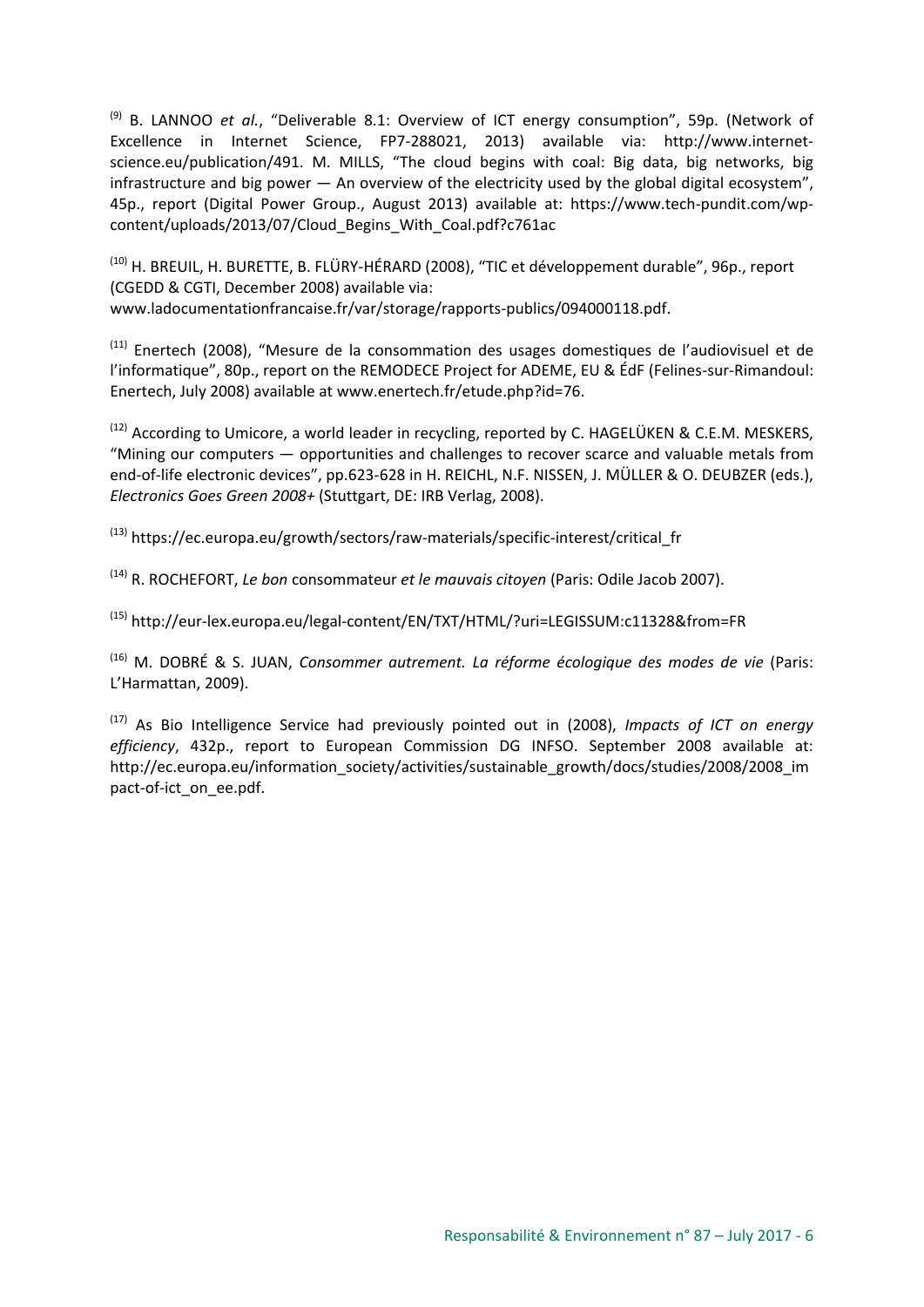[9] B. LANNOO *et al.*, "Deliverable 8.1: Overview of ICT energy consumption", 59p. (Network of Excellence in Internet Science, FP7-288021, 2013) available via: http://www.internet-science.eu/publication/491. M. MILLS, "The cloud begins with coal: Big data, big networks, big infrastructure and big power — An overview of the electricity used by the global digital ecosystem", 45p., report (Digital Power Group., August 2013) available at: https://www.tech-pundit.com/wp-content/uploads/2013/07/Cloud_Begins_With_Coal.pdf?c761ac

[10] H. BREUIL, H. BURETTE, B. FLÜRY-HÉRARD (2008), "TIC et développement durable", 96p., report (CGEDD & CGTI, December 2008) available via: www.ladocumentationfrancaise.fr/var/storage/rapports-publics/094000118.pdf.

[11] Enertech (2008), "Mesure de la consommation des usages domestiques de l'audiovisuel et de l'informatique", 80p., report on the REMODECE Project for ADEME, EU & ÉdF (Felines-sur-Rimandoul: Enertech, July 2008) available at www.enertech.fr/etude.php?id=76.

[12] According to Umicore, a world leader in recycling, reported by C. HAGELÜKEN & C.E.M. MESKERS, "Mining our computers — opportunities and challenges to recover scarce and valuable metals from end-of-life electronic devices", pp.623-628 in H. REICHL, N.F. NISSEN, J. MÜLLER & O. DEUBZER (eds.), *Electronics Goes Green 2008+* (Stuttgart, DE: IRB Verlag, 2008).

[13] https://ec.europa.eu/growth/sectors/raw-materials/specific-interest/critical_fr

[14] R. ROCHEFORT, *Le bon* consommateur *et le mauvais citoyen* (Paris: Odile Jacob 2007).

[15] http://eur-lex.europa.eu/legal-content/EN/TXT/HTML/?uri=LEGISSUM:c11328&from=FR

[16] M. DOBRÉ & S. JUAN, *Consommer autrement. La réforme écologique des modes de vie* (Paris: L'Harmattan, 2009).

[17] As Bio Intelligence Service had previously pointed out in (2008), *Impacts of ICT on energy efficiency*, 432p., report to European Commission DG INFSO. September 2008 available at: http://ec.europa.eu/information_society/activities/sustainable_growth/docs/studies/2008/2008_impact-of-ict_on_ee.pdf.